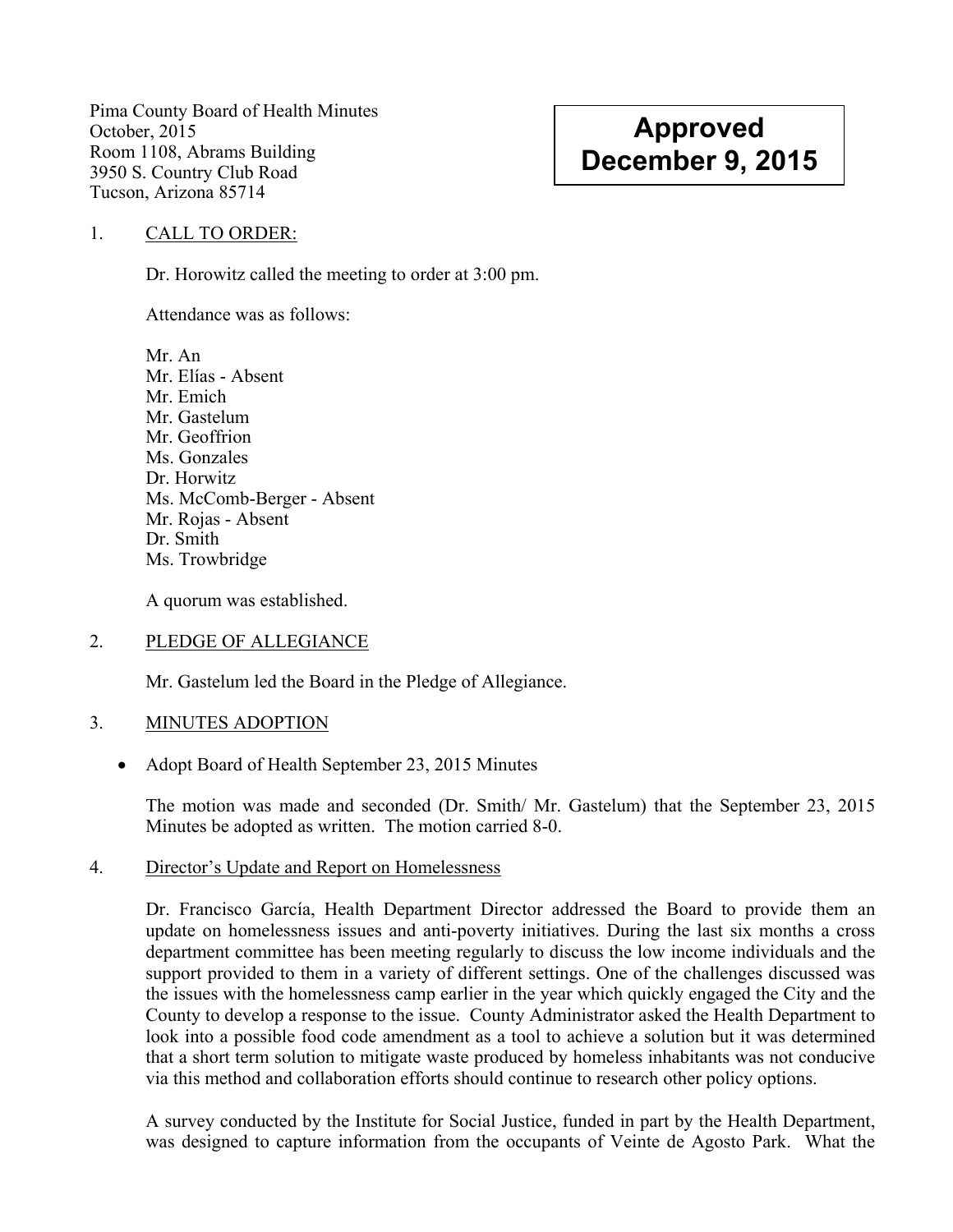Pima County Board of Health Minutes
October, 2015
Room 1108, Abrams Building
3950 S. Country Club Road
Tucson, Arizona 85714

**Approved**
**December 9, 2015**

1. CALL TO ORDER:

   Dr. Horowitz called the meeting to order at 3:00 pm.

   Attendance was as follows:

   Mr. An
   Mr. Elías - Absent
   Mr. Emich
   Mr. Gastelum
   Mr. Geoffrion
   Ms. Gonzales
   Dr. Horwitz
   Ms. McComb-Berger - Absent
   Mr. Rojas - Absent
   Dr. Smith
   Ms. Trowbridge

   A quorum was established.

2. PLEDGE OF ALLEGIANCE

   Mr. Gastelum led the Board in the Pledge of Allegiance.

3. MINUTES ADOPTION

   - Adopt Board of Health September 23, 2015 Minutes

   The motion was made and seconded (Dr. Smith/ Mr. Gastelum) that the September 23, 2015 Minutes be adopted as written. The motion carried 8-0.

4. Director's Update and Report on Homelessness

   Dr. Francisco García, Health Department Director addressed the Board to provide them an update on homelessness issues and anti-poverty initiatives. During the last six months a cross department committee has been meeting regularly to discuss the low income individuals and the support provided to them in a variety of different settings. One of the challenges discussed was the issues with the homelessness camp earlier in the year which quickly engaged the City and the County to develop a response to the issue. County Administrator asked the Health Department to look into a possible food code amendment as a tool to achieve a solution but it was determined that a short term solution to mitigate waste produced by homeless inhabitants was not conducive via this method and collaboration efforts should continue to research other policy options.

   A survey conducted by the Institute for Social Justice, funded in part by the Health Department, was designed to capture information from the occupants of Veinte de Agosto Park. What the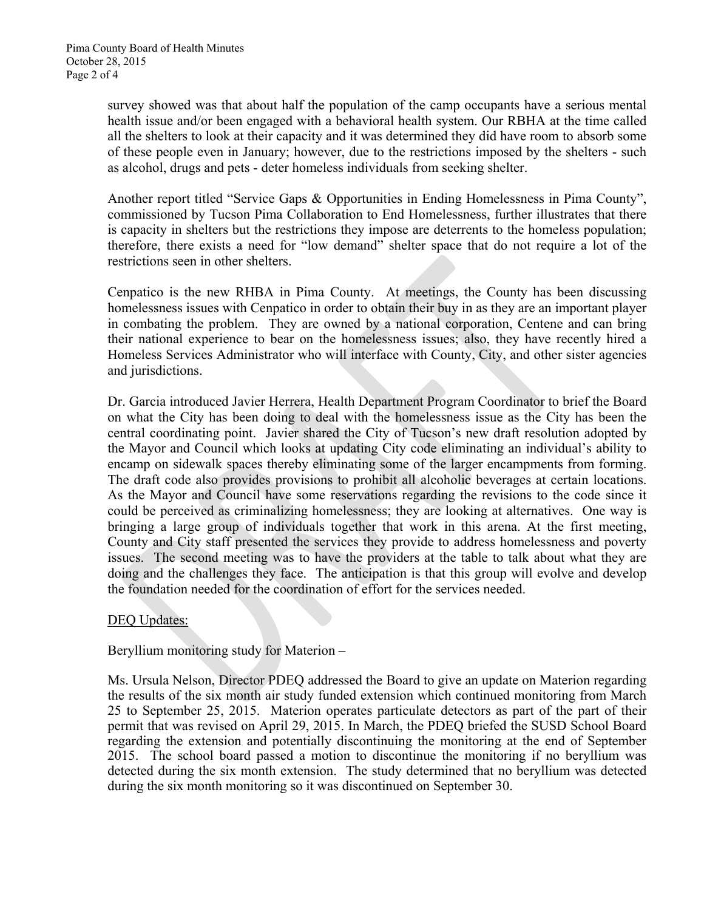survey showed was that about half the population of the camp occupants have a serious mental health issue and/or been engaged with a behavioral health system. Our RBHA at the time called all the shelters to look at their capacity and it was determined they did have room to absorb some of these people even in January; however, due to the restrictions imposed by the shelters - such as alcohol, drugs and pets - deter homeless individuals from seeking shelter.

Another report titled "Service Gaps & Opportunities in Ending Homelessness in Pima County", commissioned by Tucson Pima Collaboration to End Homelessness, further illustrates that there is capacity in shelters but the restrictions they impose are deterrents to the homeless population; therefore, there exists a need for "low demand" shelter space that do not require a lot of the restrictions seen in other shelters.

Cenpatico is the new RHBA in Pima County. At meetings, the County has been discussing homelessness issues with Cenpatico in order to obtain their buy in as they are an important player in combating the problem. They are owned by a national corporation, Centene and can bring their national experience to bear on the homelessness issues; also, they have recently hired a Homeless Services Administrator who will interface with County, City, and other sister agencies and jurisdictions.

Dr. Garcia introduced Javier Herrera, Health Department Program Coordinator to brief the Board on what the City has been doing to deal with the homelessness issue as the City has been the central coordinating point. Javier shared the City of Tucson's new draft resolution adopted by the Mayor and Council which looks at updating City code eliminating an individual's ability to encamp on sidewalk spaces thereby eliminating some of the larger encampments from forming. The draft code also provides provisions to prohibit all alcoholic beverages at certain locations. As the Mayor and Council have some reservations regarding the revisions to the code since it could be perceived as criminalizing homelessness; they are looking at alternatives. One way is bringing a large group of individuals together that work in this arena. At the first meeting, County and City staff presented the services they provide to address homelessness and poverty issues. The second meeting was to have the providers at the table to talk about what they are doing and the challenges they face. The anticipation is that this group will evolve and develop the foundation needed for the coordination of effort for the services needed.

<u>DEQ Updates:</u>

Beryllium monitoring study for Materion –

Ms. Ursula Nelson, Director PDEQ addressed the Board to give an update on Materion regarding the results of the six month air study funded extension which continued monitoring from March 25 to September 25, 2015. Materion operates particulate detectors as part of the part of their permit that was revised on April 29, 2015. In March, the PDEQ briefed the SUSD School Board regarding the extension and potentially discontinuing the monitoring at the end of September 2015. The school board passed a motion to discontinue the monitoring if no beryllium was detected during the six month extension. The study determined that no beryllium was detected during the six month monitoring so it was discontinued on September 30.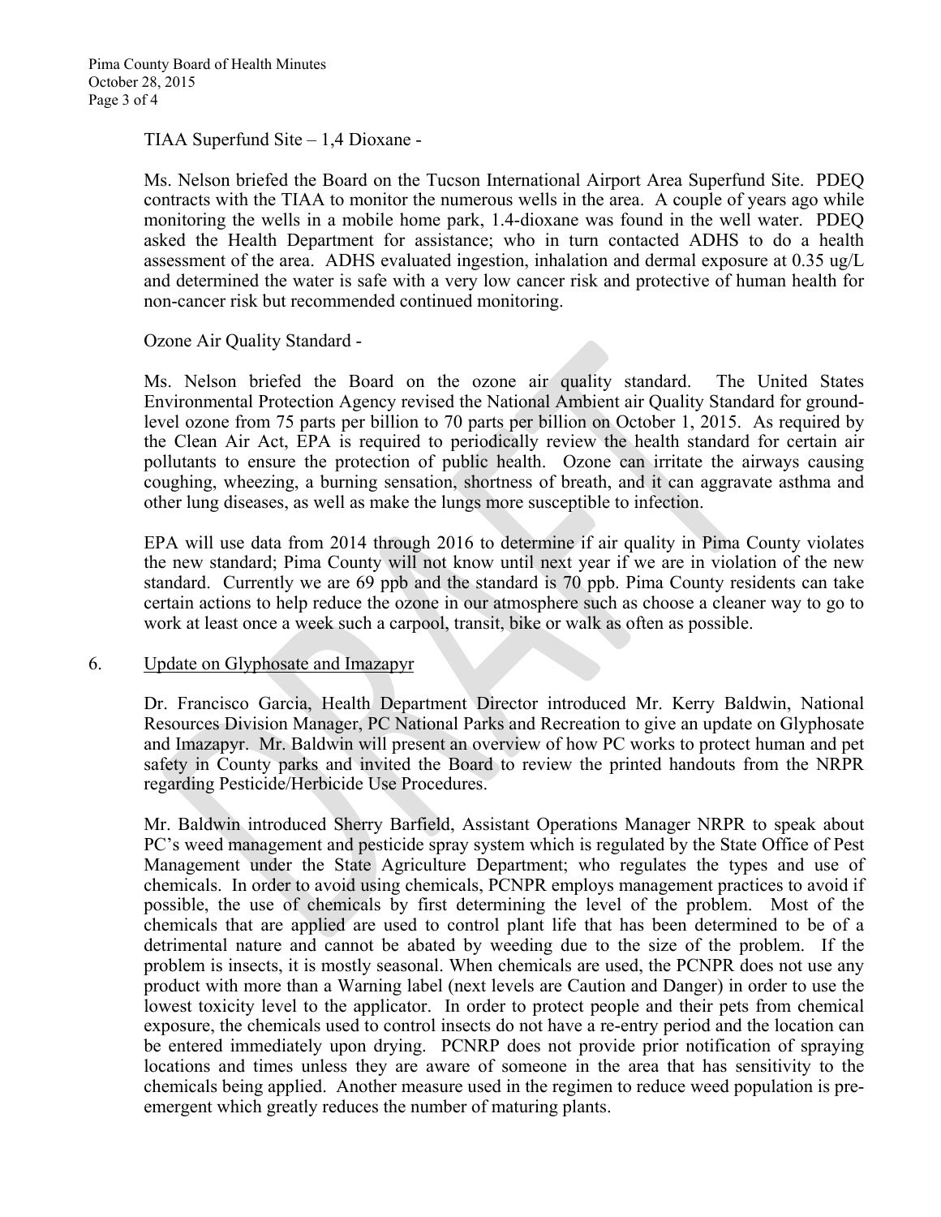TIAA Superfund Site – 1,4 Dioxane -

Ms. Nelson briefed the Board on the Tucson International Airport Area Superfund Site. PDEQ contracts with the TIAA to monitor the numerous wells in the area. A couple of years ago while monitoring the wells in a mobile home park, 1.4-dioxane was found in the well water. PDEQ asked the Health Department for assistance; who in turn contacted ADHS to do a health assessment of the area. ADHS evaluated ingestion, inhalation and dermal exposure at 0.35 ug/L and determined the water is safe with a very low cancer risk and protective of human health for non-cancer risk but recommended continued monitoring.

Ozone Air Quality Standard -

Ms. Nelson briefed the Board on the ozone air quality standard. The United States Environmental Protection Agency revised the National Ambient air Quality Standard for ground-level ozone from 75 parts per billion to 70 parts per billion on October 1, 2015. As required by the Clean Air Act, EPA is required to periodically review the health standard for certain air pollutants to ensure the protection of public health. Ozone can irritate the airways causing coughing, wheezing, a burning sensation, shortness of breath, and it can aggravate asthma and other lung diseases, as well as make the lungs more susceptible to infection.

EPA will use data from 2014 through 2016 to determine if air quality in Pima County violates the new standard; Pima County will not know until next year if we are in violation of the new standard. Currently we are 69 ppb and the standard is 70 ppb. Pima County residents can take certain actions to help reduce the ozone in our atmosphere such as choose a cleaner way to go to work at least once a week such a carpool, transit, bike or walk as often as possible.

6. Update on Glyphosate and Imazapyr

Dr. Francisco Garcia, Health Department Director introduced Mr. Kerry Baldwin, National Resources Division Manager, PC National Parks and Recreation to give an update on Glyphosate and Imazapyr. Mr. Baldwin will present an overview of how PC works to protect human and pet safety in County parks and invited the Board to review the printed handouts from the NRPR regarding Pesticide/Herbicide Use Procedures.

Mr. Baldwin introduced Sherry Barfield, Assistant Operations Manager NRPR to speak about PC's weed management and pesticide spray system which is regulated by the State Office of Pest Management under the State Agriculture Department; who regulates the types and use of chemicals. In order to avoid using chemicals, PCNPR employs management practices to avoid if possible, the use of chemicals by first determining the level of the problem. Most of the chemicals that are applied are used to control plant life that has been determined to be of a detrimental nature and cannot be abated by weeding due to the size of the problem. If the problem is insects, it is mostly seasonal. When chemicals are used, the PCNPR does not use any product with more than a Warning label (next levels are Caution and Danger) in order to use the lowest toxicity level to the applicator. In order to protect people and their pets from chemical exposure, the chemicals used to control insects do not have a re-entry period and the location can be entered immediately upon drying. PCNRP does not provide prior notification of spraying locations and times unless they are aware of someone in the area that has sensitivity to the chemicals being applied. Another measure used in the regimen to reduce weed population is pre-emergent which greatly reduces the number of maturing plants.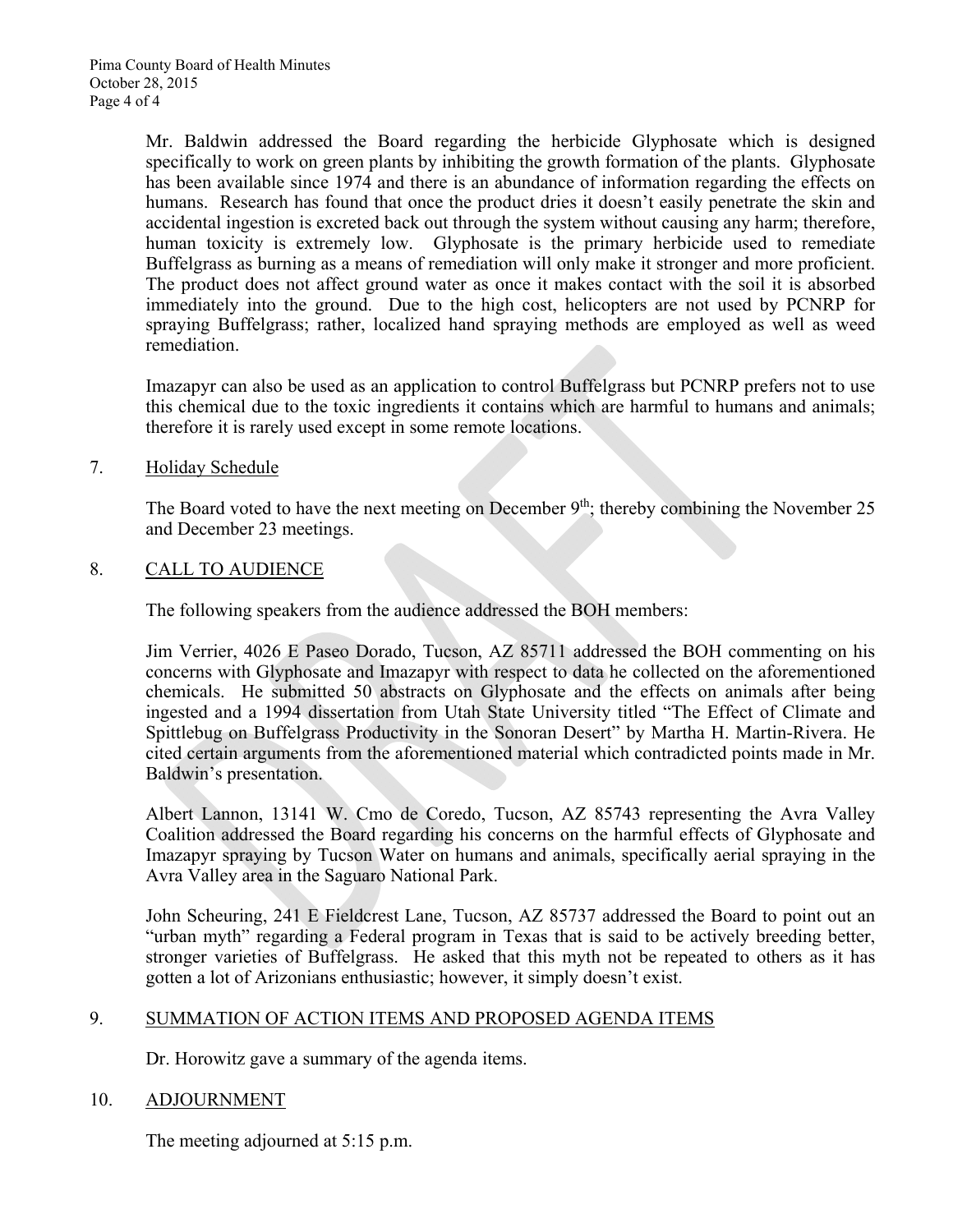Mr. Baldwin addressed the Board regarding the herbicide Glyphosate which is designed specifically to work on green plants by inhibiting the growth formation of the plants. Glyphosate has been available since 1974 and there is an abundance of information regarding the effects on humans. Research has found that once the product dries it doesn't easily penetrate the skin and accidental ingestion is excreted back out through the system without causing any harm; therefore, human toxicity is extremely low. Glyphosate is the primary herbicide used to remediate Buffelgrass as burning as a means of remediation will only make it stronger and more proficient. The product does not affect ground water as once it makes contact with the soil it is absorbed immediately into the ground. Due to the high cost, helicopters are not used by PCNRP for spraying Buffelgrass; rather, localized hand spraying methods are employed as well as weed remediation.

Imazapyr can also be used as an application to control Buffelgrass but PCNRP prefers not to use this chemical due to the toxic ingredients it contains which are harmful to humans and animals; therefore it is rarely used except in some remote locations.

7. Holiday Schedule

The Board voted to have the next meeting on December 9th; thereby combining the November 25 and December 23 meetings.

8. CALL TO AUDIENCE

The following speakers from the audience addressed the BOH members:

Jim Verrier, 4026 E Paseo Dorado, Tucson, AZ 85711 addressed the BOH commenting on his concerns with Glyphosate and Imazapyr with respect to data he collected on the aforementioned chemicals. He submitted 50 abstracts on Glyphosate and the effects on animals after being ingested and a 1994 dissertation from Utah State University titled "The Effect of Climate and Spittlebug on Buffelgrass Productivity in the Sonoran Desert" by Martha H. Martin-Rivera. He cited certain arguments from the aforementioned material which contradicted points made in Mr. Baldwin's presentation.

Albert Lannon, 13141 W. Cmo de Coredo, Tucson, AZ 85743 representing the Avra Valley Coalition addressed the Board regarding his concerns on the harmful effects of Glyphosate and Imazapyr spraying by Tucson Water on humans and animals, specifically aerial spraying in the Avra Valley area in the Saguaro National Park.

John Scheuring, 241 E Fieldcrest Lane, Tucson, AZ 85737 addressed the Board to point out an "urban myth" regarding a Federal program in Texas that is said to be actively breeding better, stronger varieties of Buffelgrass. He asked that this myth not be repeated to others as it has gotten a lot of Arizonians enthusiastic; however, it simply doesn't exist.

9. SUMMATION OF ACTION ITEMS AND PROPOSED AGENDA ITEMS

Dr. Horowitz gave a summary of the agenda items.

10. ADJOURNMENT

The meeting adjourned at 5:15 p.m.